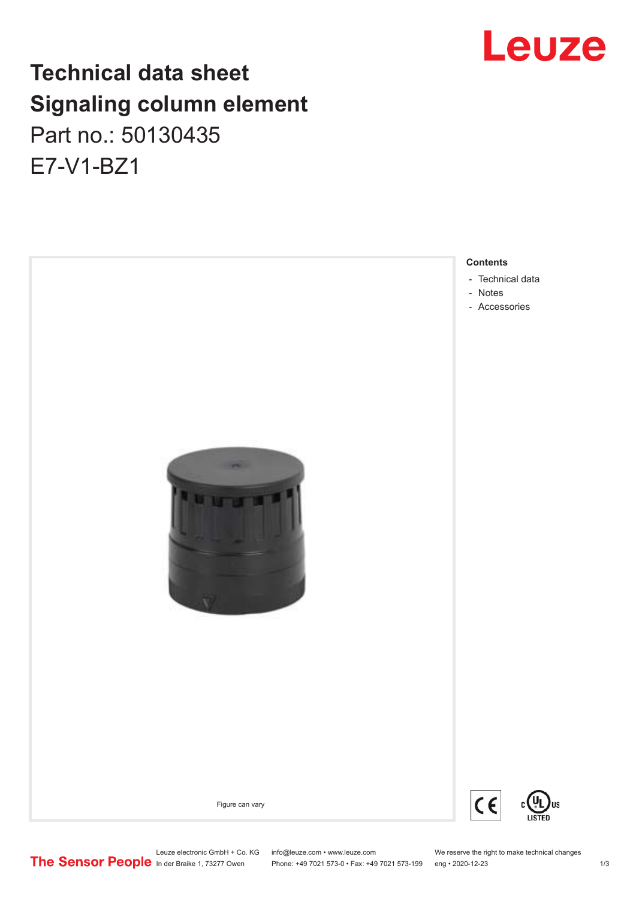# Technical data sheet
# Signaling column element

Part no.: 50130435

E7-V1-BZ1

**Contents**

- Technical data
- Notes
- Accessories

Figure can vary

Leuze electronic GmbH + Co. KG
In der Braike 1, 73277 Owen

info@leuze.com • www.leuze.com
Phone: +49 7021 573-0 • Fax: +49 7021 573-199

We reserve the right to make technical changes
eng • 2020-12-23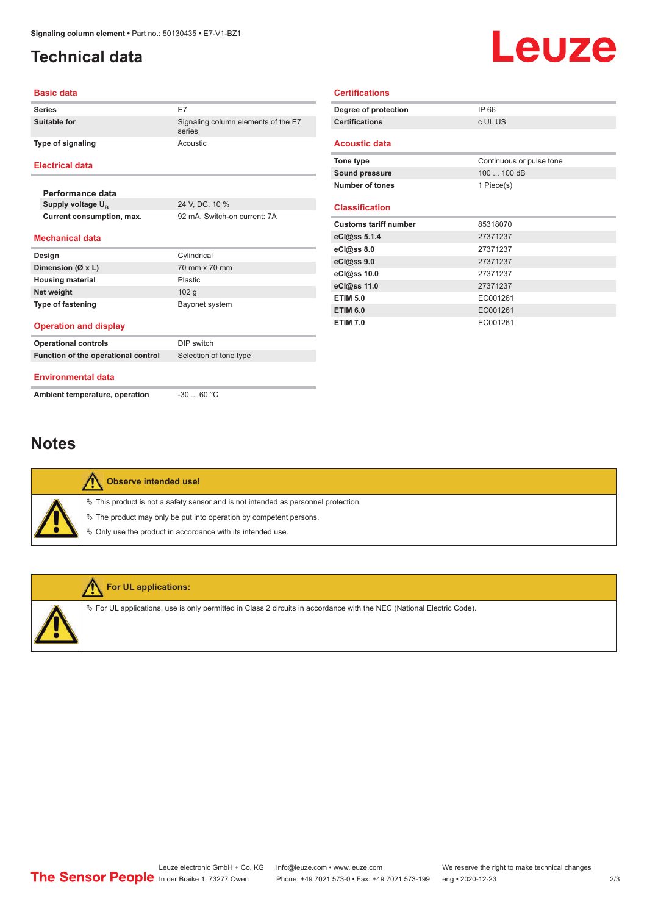# Technical data

## Basic data

| | |
|---|---|
| Series | E7 |
| Suitable for | Signaling column elements of the E7 series |
| Type of signaling | Acoustic |

## Electrical data

### Performance data

| | |
|---|---|
| Supply voltage $U_B$ | 24 V, DC, 10 % |
| Current consumption, max. | 92 mA, Switch-on current: 7A |

## Mechanical data

| | |
|---|---|
| Design | Cylindrical |
| Dimension (Ø x L) | 70 mm x 70 mm |
| Housing material | Plastic |
| Net weight | 102 g |
| Type of fastening | Bayonet system |

## Operation and display

| | |
|---|---|
| Operational controls | DIP switch |
| Function of the operational control | Selection of tone type |

## Environmental data

| | |
|---|---|
| Ambient temperature, operation | -30 ... 60 °C |

## Certifications

| | |
|---|---|
| Degree of protection | IP 66 |
| Certifications | c UL US |

## Acoustic data

| | |
|---|---|
| Tone type | Continuous or pulse tone |
| Sound pressure | 100 ... 100 dB |
| Number of tones | 1 Piece(s) |

## Classification

| | |
|---|---|
| Customs tariff number | 85318070 |
| eCl@ss 5.1.4 | 27371237 |
| eCl@ss 8.0 | 27371237 |
| eCl@ss 9.0 | 27371237 |
| eCl@ss 10.0 | 27371237 |
| eCl@ss 11.0 | 27371237 |
| ETIM 5.0 | EC001261 |
| ETIM 6.0 | EC001261 |
| ETIM 7.0 | EC001261 |

# Notes

**Observe intended use!**

- This product is not a safety sensor and is not intended as personnel protection.
- The product may only be put into operation by competent persons.
- Only use the product in accordance with its intended use.

**For UL applications:**

- For UL applications, use is only permitted in Class 2 circuits in accordance with the NEC (National Electric Code).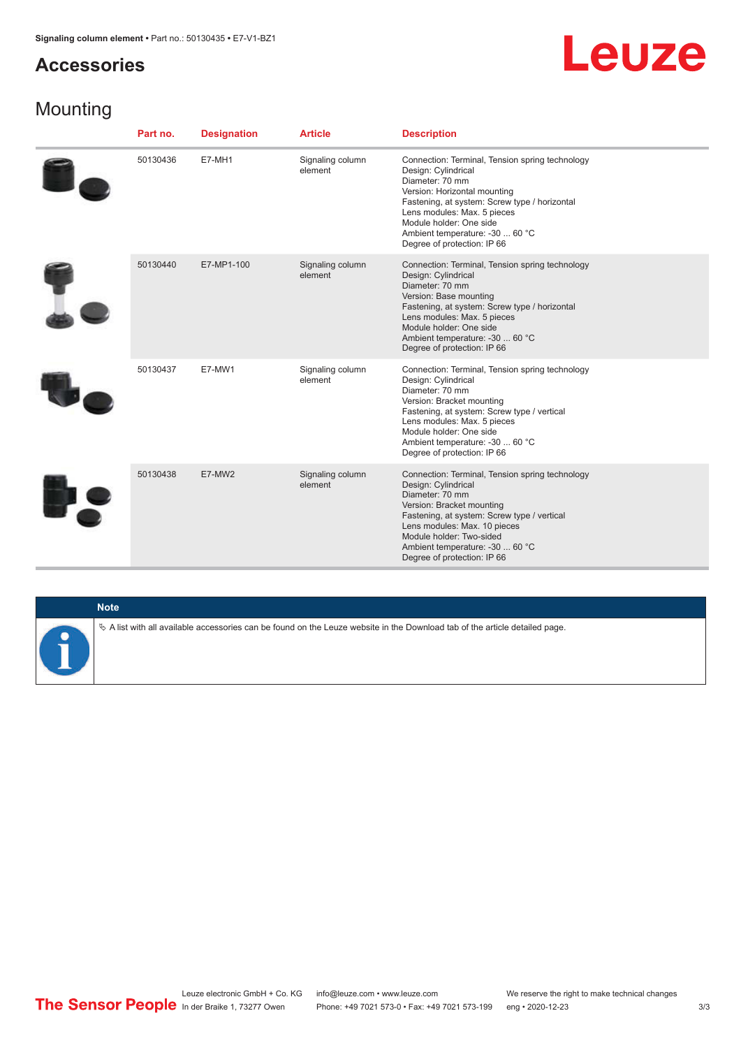## Accessories

### Mounting

| | Part no. | Designation | Article | Description |
|---|---|---|---|---|
| | 50130436 | E7-MH1 | Signaling column element | Connection: Terminal, Tension spring technology<br>Design: Cylindrical<br>Diameter: 70 mm<br>Version: Horizontal mounting<br>Fastening, at system: Screw type / horizontal<br>Lens modules: Max. 5 pieces<br>Module holder: One side<br>Ambient temperature: -30 ... 60 °C<br>Degree of protection: IP 66 |
| | 50130440 | E7-MP1-100 | Signaling column element | Connection: Terminal, Tension spring technology<br>Design: Cylindrical<br>Diameter: 70 mm<br>Version: Base mounting<br>Fastening, at system: Screw type / horizontal<br>Lens modules: Max. 5 pieces<br>Module holder: One side<br>Ambient temperature: -30 ... 60 °C<br>Degree of protection: IP 66 |
| | 50130437 | E7-MW1 | Signaling column element | Connection: Terminal, Tension spring technology<br>Design: Cylindrical<br>Diameter: 70 mm<br>Version: Bracket mounting<br>Fastening, at system: Screw type / vertical<br>Lens modules: Max. 5 pieces<br>Module holder: One side<br>Ambient temperature: -30 ... 60 °C<br>Degree of protection: IP 66 |
| | 50130438 | E7-MW2 | Signaling column element | Connection: Terminal, Tension spring technology<br>Design: Cylindrical<br>Diameter: 70 mm<br>Version: Bracket mounting<br>Fastening, at system: Screw type / vertical<br>Lens modules: Max. 10 pieces<br>Module holder: Two-sided<br>Ambient temperature: -30 ... 60 °C<br>Degree of protection: IP 66 |

**Note**

↳ A list with all available accessories can be found on the Leuze website in the Download tab of the article detailed page.